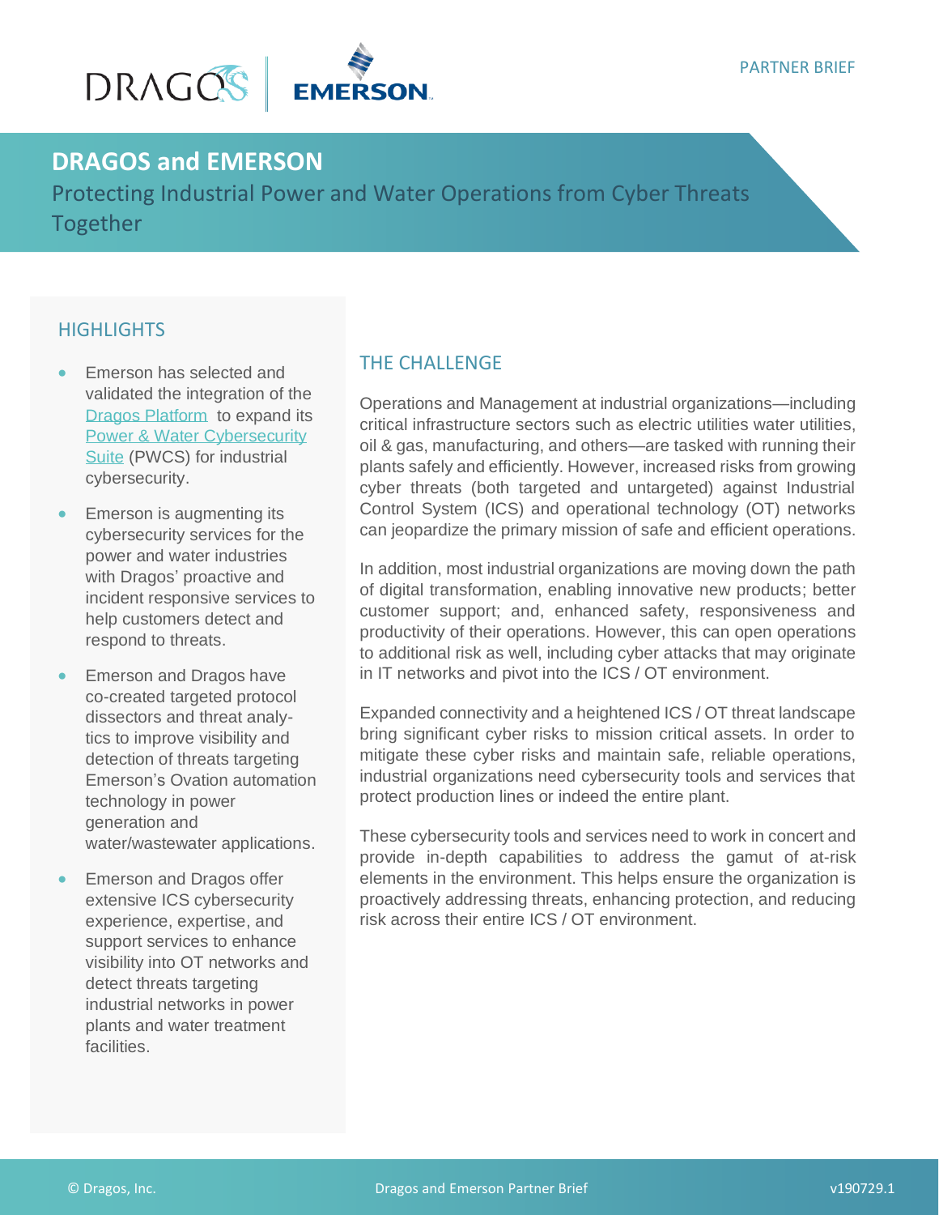PARTNER BRIEF

# DRAGOS and EMERSON

## Protecting Industrial Power and Water Operations from Cyber Threats Together

### HIGHLIGHTS

- Emerson has selected and validated the integration of the Dragos Platform to expand its Power & Water Cybersecurity Suite (PWCS) for industrial cybersecurity.
- Emerson is augmenting its cybersecurity services for the power and water industries with Dragos' proactive and incident responsive services to help customers detect and respond to threats.
- Emerson and Dragos have co-created targeted protocol dissectors and threat analytics to improve visibility and detection of threats targeting Emerson's Ovation automation technology in power generation and water/wastewater applications.
- Emerson and Dragos offer extensive ICS cybersecurity experience, expertise, and support services to enhance visibility into OT networks and detect threats targeting industrial networks in power plants and water treatment facilities.

### THE CHALLENGE

Operations and Management at industrial organizations—including critical infrastructure sectors such as electric utilities water utilities, oil & gas, manufacturing, and others—are tasked with running their plants safely and efficiently. However, increased risks from growing cyber threats (both targeted and untargeted) against Industrial Control System (ICS) and operational technology (OT) networks can jeopardize the primary mission of safe and efficient operations.

In addition, most industrial organizations are moving down the path of digital transformation, enabling innovative new products; better customer support; and, enhanced safety, responsiveness and productivity of their operations. However, this can open operations to additional risk as well, including cyber attacks that may originate in IT networks and pivot into the ICS / OT environment.

Expanded connectivity and a heightened ICS / OT threat landscape bring significant cyber risks to mission critical assets. In order to mitigate these cyber risks and maintain safe, reliable operations, industrial organizations need cybersecurity tools and services that protect production lines or indeed the entire plant.

These cybersecurity tools and services need to work in concert and provide in-depth capabilities to address the gamut of at-risk elements in the environment. This helps ensure the organization is proactively addressing threats, enhancing protection, and reducing risk across their entire ICS / OT environment.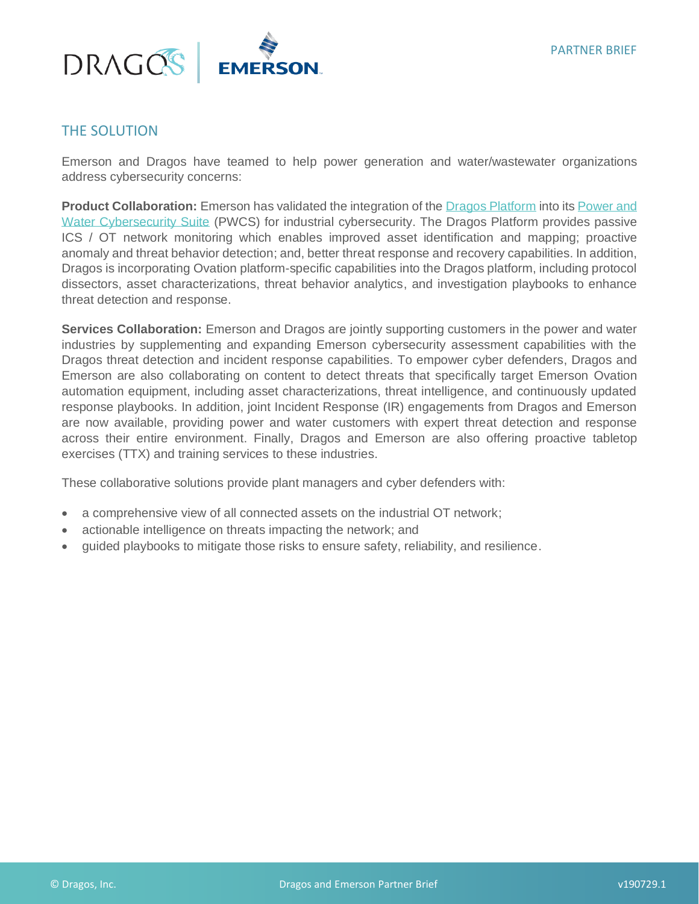## THE SOLUTION

Emerson and Dragos have teamed to help power generation and water/wastewater organizations address cybersecurity concerns:

**Product Collaboration:** Emerson has validated the integration of the Dragos Platform into its Power and Water Cybersecurity Suite (PWCS) for industrial cybersecurity. The Dragos Platform provides passive ICS / OT network monitoring which enables improved asset identification and mapping; proactive anomaly and threat behavior detection; and, better threat response and recovery capabilities. In addition, Dragos is incorporating Ovation platform-specific capabilities into the Dragos platform, including protocol dissectors, asset characterizations, threat behavior analytics, and investigation playbooks to enhance threat detection and response.

**Services Collaboration:** Emerson and Dragos are jointly supporting customers in the power and water industries by supplementing and expanding Emerson cybersecurity assessment capabilities with the Dragos threat detection and incident response capabilities. To empower cyber defenders, Dragos and Emerson are also collaborating on content to detect threats that specifically target Emerson Ovation automation equipment, including asset characterizations, threat intelligence, and continuously updated response playbooks. In addition, joint Incident Response (IR) engagements from Dragos and Emerson are now available, providing power and water customers with expert threat detection and response across their entire environment. Finally, Dragos and Emerson are also offering proactive tabletop exercises (TTX) and training services to these industries.

These collaborative solutions provide plant managers and cyber defenders with:

- a comprehensive view of all connected assets on the industrial OT network;
- actionable intelligence on threats impacting the network; and
- guided playbooks to mitigate those risks to ensure safety, reliability, and resilience.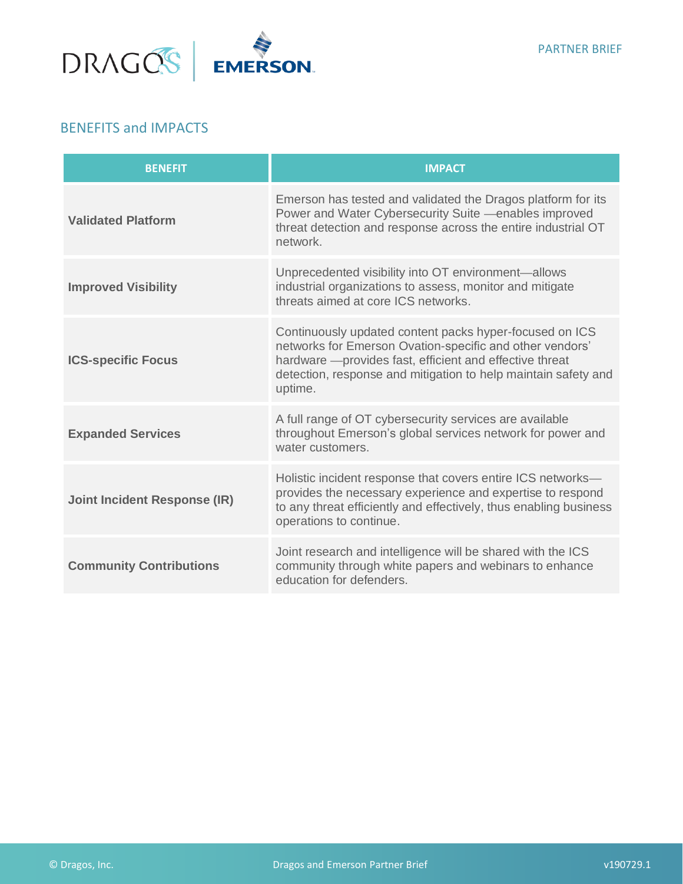## BENEFITS and IMPACTS

| BENEFIT | IMPACT |
|---|---|
| **Validated Platform** | Emerson has tested and validated the Dragos platform for its Power and Water Cybersecurity Suite —enables improved threat detection and response across the entire industrial OT network. |
| **Improved Visibility** | Unprecedented visibility into OT environment—allows industrial organizations to assess, monitor and mitigate threats aimed at core ICS networks. |
| **ICS-specific Focus** | Continuously updated content packs hyper-focused on ICS networks for Emerson Ovation-specific and other vendors' hardware —provides fast, efficient and effective threat detection, response and mitigation to help maintain safety and uptime. |
| **Expanded Services** | A full range of OT cybersecurity services are available throughout Emerson's global services network for power and water customers. |
| **Joint Incident Response (IR)** | Holistic incident response that covers entire ICS networks—provides the necessary experience and expertise to respond to any threat efficiently and effectively, thus enabling business operations to continue. |
| **Community Contributions** | Joint research and intelligence will be shared with the ICS community through white papers and webinars to enhance education for defenders. |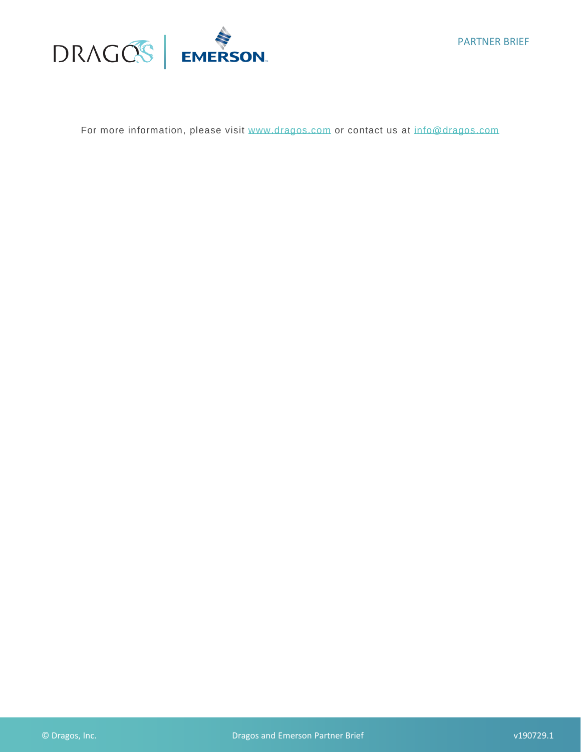For more information, please visit [www.dragos.com](http://www.dragos.com) or contact us at [info@dragos.com](mailto:info@dragos.com)